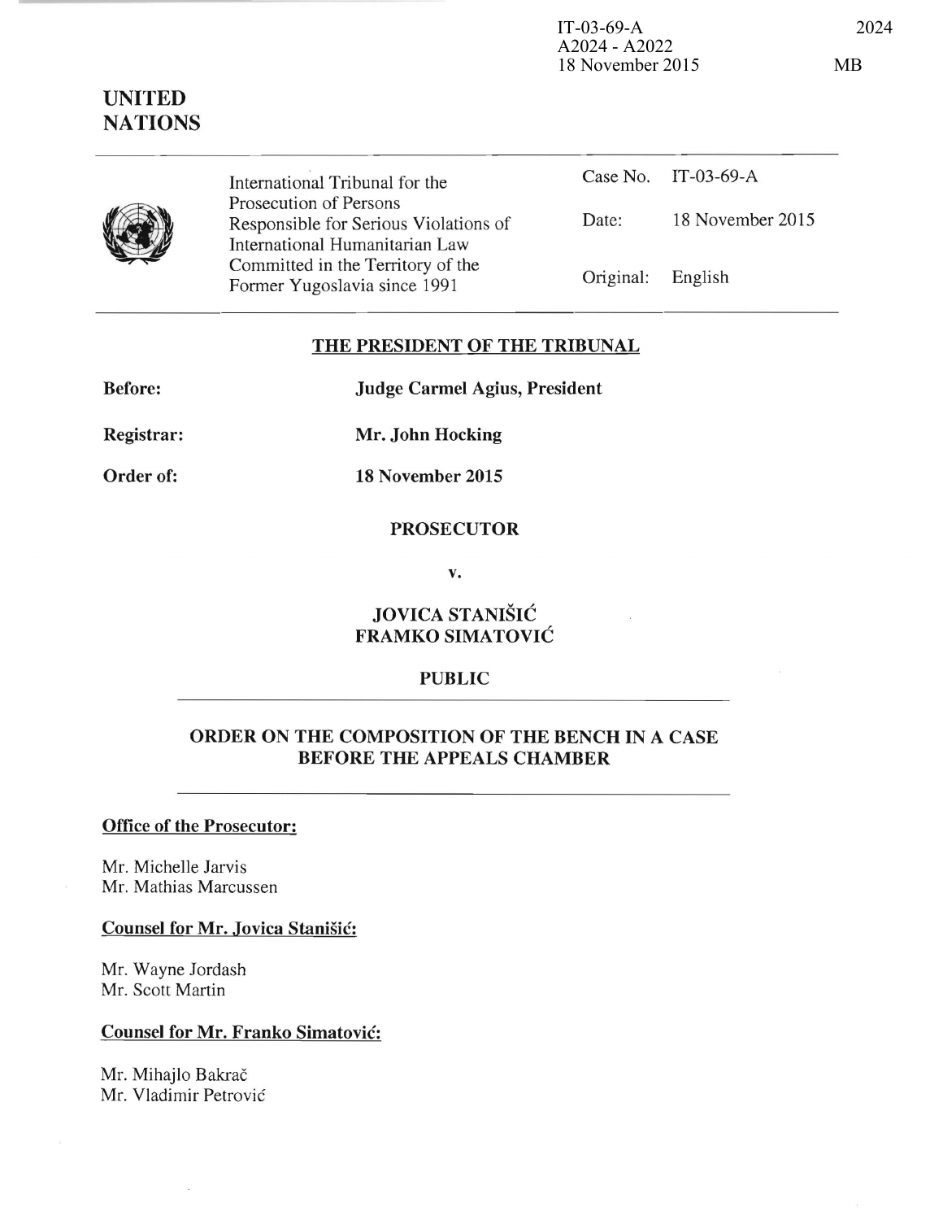IT-03-69-A
A2024 - A2022
18 November 2015

# UNITED NATIONS

International Tribunal for the Prosecution of Persons Responsible for Serious Violations of International Humanitarian Law Committed in the Territory of the Former Yugoslavia since 1991

Case No. IT-03-69-A

Date: 18 November 2015

Original: English

## THE PRESIDENT OF THE TRIBUNAL

**Before:** **Judge Carmel Agius, President**

**Registrar:** **Mr. John Hocking**

**Order of:** **18 November 2015**

**PROSECUTOR**

**v.**

**JOVICA STANIŠIĆ**
**FRAMKO SIMATOVIĆ**

**PUBLIC**

## ORDER ON THE COMPOSITION OF THE BENCH IN A CASE BEFORE THE APPEALS CHAMBER

**Office of the Prosecutor:**

Mr. Michelle Jarvis
Mr. Mathias Marcussen

**Counsel for Mr. Jovica Stanišić:**

Mr. Wayne Jordash
Mr. Scott Martin

**Counsel for Mr. Franko Simatović:**

Mr. Mihajlo Bakrač
Mr. Vladimir Petrović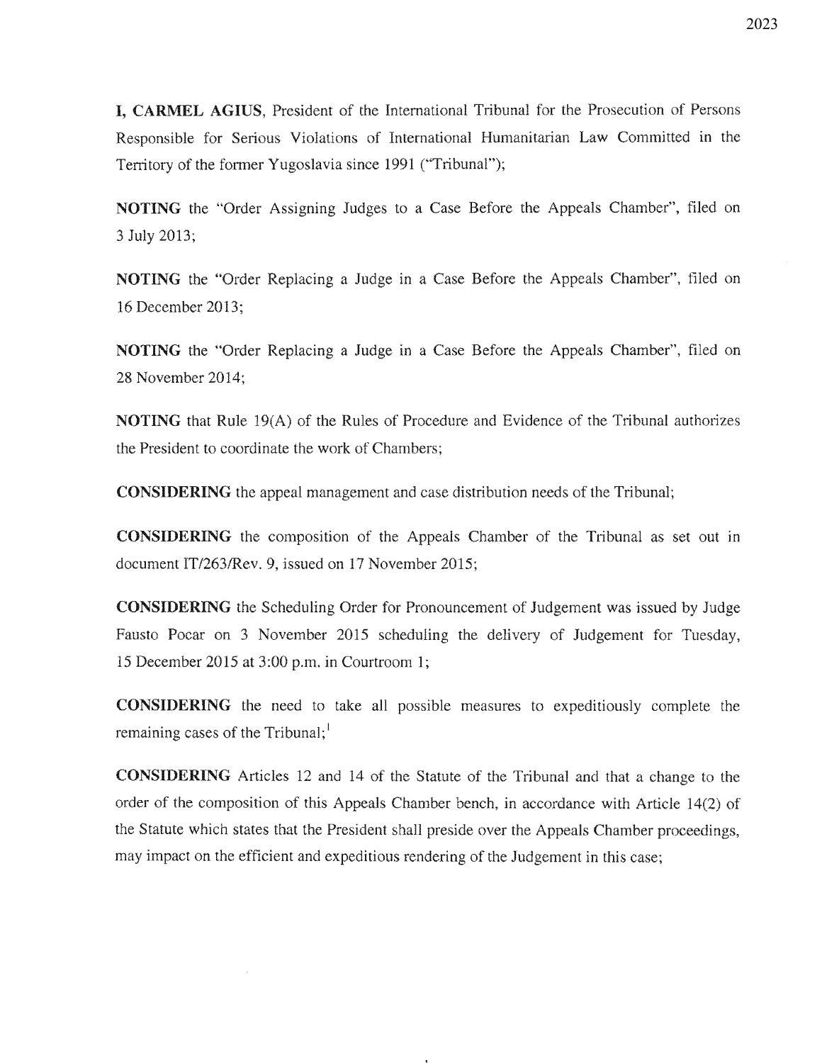**I, CARMEL AGIUS**, President of the International Tribunal for the Prosecution of Persons Responsible for Serious Violations of International Humanitarian Law Committed in the Territory of the former Yugoslavia since 1991 ("Tribunal");

**NOTING** the "Order Assigning Judges to a Case Before the Appeals Chamber", filed on 3 July 2013;

**NOTING** the "Order Replacing a Judge in a Case Before the Appeals Chamber", filed on 16 December 2013;

**NOTING** the "Order Replacing a Judge in a Case Before the Appeals Chamber", filed on 28 November 2014;

**NOTING** that Rule 19(A) of the Rules of Procedure and Evidence of the Tribunal authorizes the President to coordinate the work of Chambers;

**CONSIDERING** the appeal management and case distribution needs of the Tribunal;

**CONSIDERING** the composition of the Appeals Chamber of the Tribunal as set out in document IT/263/Rev. 9, issued on 17 November 2015;

**CONSIDERING** the Scheduling Order for Pronouncement of Judgement was issued by Judge Fausto Pocar on 3 November 2015 scheduling the delivery of Judgement for Tuesday, 15 December 2015 at 3:00 p.m. in Courtroom 1;

**CONSIDERING** the need to take all possible measures to expeditiously complete the remaining cases of the Tribunal;[1]

**CONSIDERING** Articles 12 and 14 of the Statute of the Tribunal and that a change to the order of the composition of this Appeals Chamber bench, in accordance with Article 14(2) of the Statute which states that the President shall preside over the Appeals Chamber proceedings, may impact on the efficient and expeditious rendering of the Judgement in this case;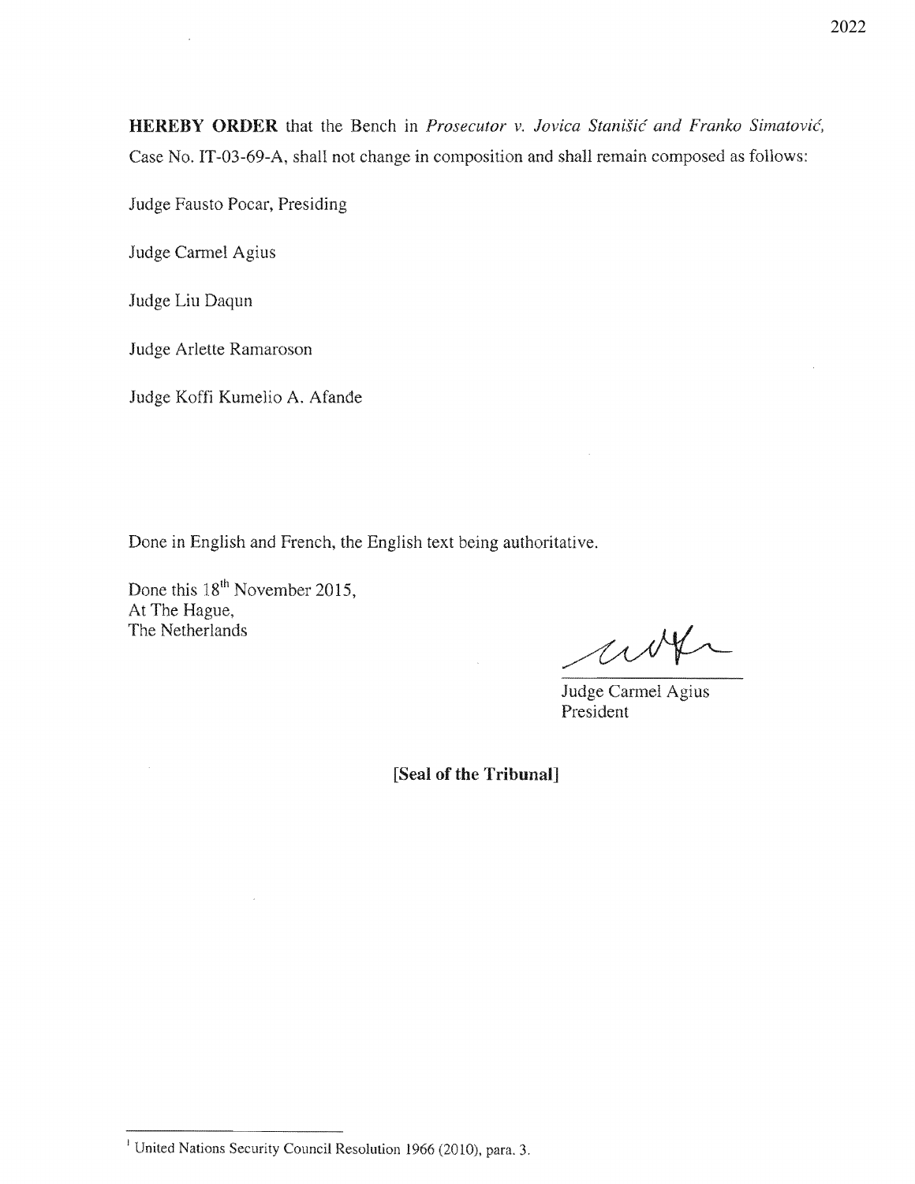**HEREBY ORDER** that the Bench in *Prosecutor v. Jovica Stanišić and Franko Simatović*, Case No. IT-03-69-A, shall not change in composition and shall remain composed as follows:

Judge Fausto Pocar, Presiding

Judge Carmel Agius

Judge Liu Daqun

Judge Arlette Ramaroson

Judge Koffi Kumelio A. Afande

Done in English and French, the English text being authoritative.

Done this 18th November 2015,
At The Hague,
The Netherlands

Judge Carmel Agius
President

**[Seal of the Tribunal]**

---

[1] United Nations Security Council Resolution 1966 (2010), para. 3.